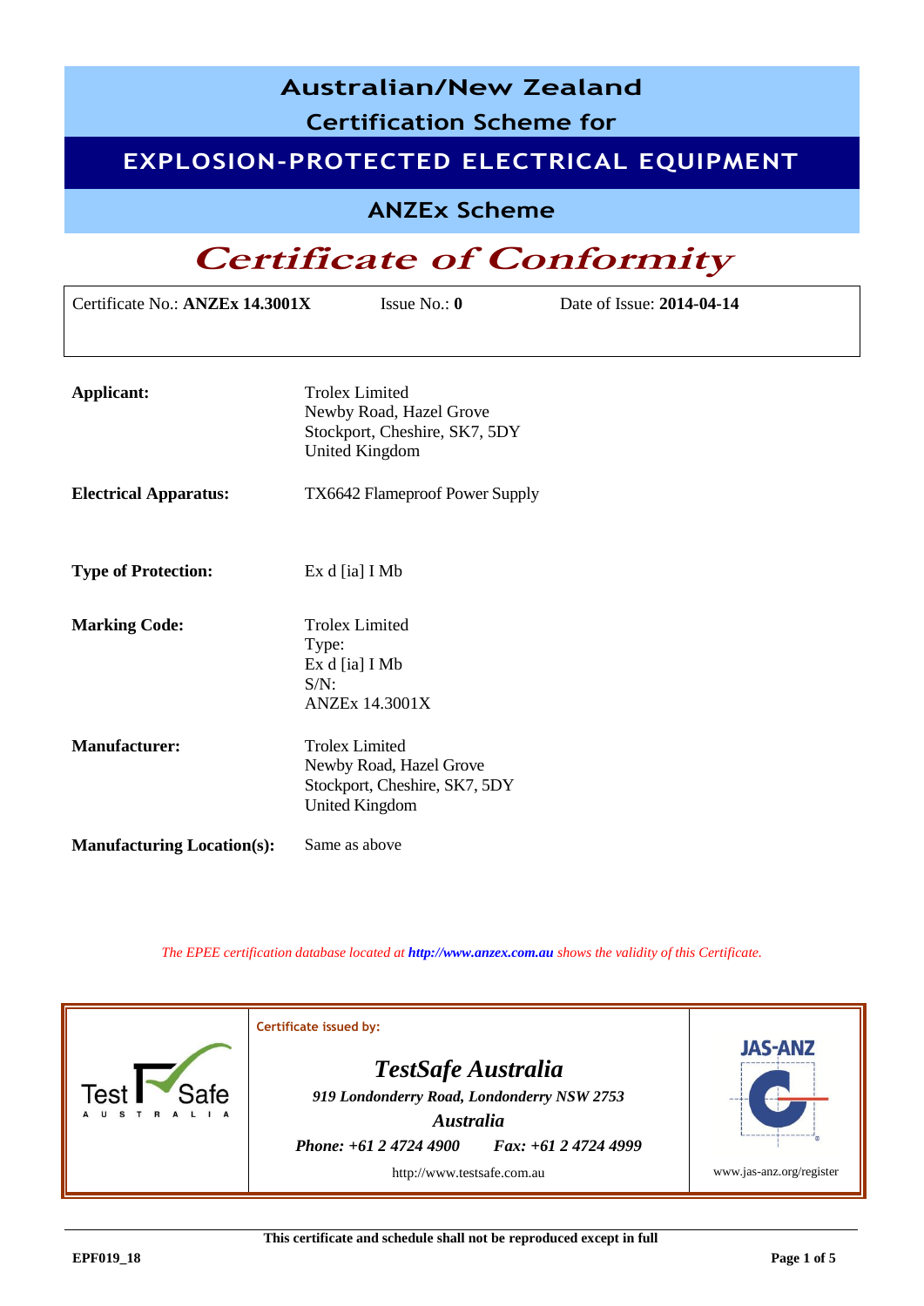# Australian/New Zealand Certification Scheme for

## EXPLOSION-PROTECTED ELECTRICAL EQUIPMENT

## ANZEx Scheme

# *Certificate of Conformity*

| Certificate No.: **ANZEx 14.3001X** | Issue No.: **0** | Date of Issue: **2014-04-14** |
|---|---|---|

**Applicant:** Trolex Limited
Newby Road, Hazel Grove
Stockport, Cheshire, SK7, 5DY
United Kingdom

**Electrical Apparatus:** TX6642 Flameproof Power Supply

**Type of Protection:** Ex d [ia] I Mb

**Marking Code:** Trolex Limited
Type:
Ex d [ia] I Mb
S/N:
ANZEx 14.3001X

**Manufacturer:** Trolex Limited
Newby Road, Hazel Grove
Stockport, Cheshire, SK7, 5DY
United Kingdom

**Manufacturing Location(s):** Same as above

*The EPEE certification database located at* ***http://www.anzex.com.au*** *shows the validity of this Certificate.*

Certificate issued by:

***TestSafe Australia***
***919 Londonderry Road, Londonderry NSW 2753***
***Australia***
***Phone: +61 2 4724 4900 Fax: +61 2 4724 4999***
http://www.testsafe.com.au

JAS-ANZ
www.jas-anz.org/register

**This certificate and schedule shall not be reproduced except in full**

**EPF019_18**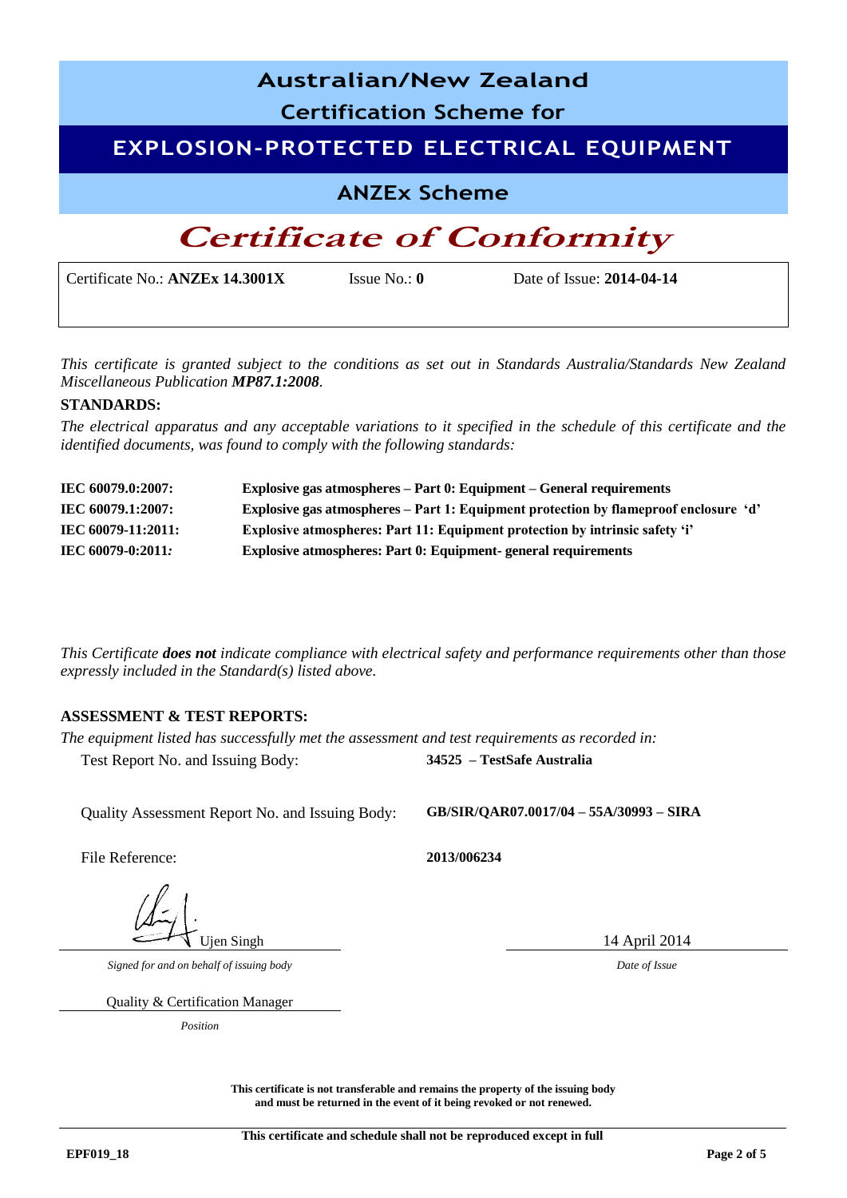# Australian/New Zealand Certification Scheme for

## EXPLOSION-PROTECTED ELECTRICAL EQUIPMENT

## ANZEx Scheme

# *Certificate of Conformity*

Certificate No.: **ANZEx 14.3001X** Issue No.: **0** Date of Issue: **2014-04-14**

*This certificate is granted subject to the conditions as set out in Standards Australia/Standards New Zealand Miscellaneous Publication* ***MP87.1:2008****.*

**STANDARDS:**

*The electrical apparatus and any acceptable variations to it specified in the schedule of this certificate and the identified documents, was found to comply with the following standards:*

| | |
|---|---|
| **IEC 60079.0:2007:** | **Explosive gas atmospheres – Part 0: Equipment – General requirements** |
| **IEC 60079.1:2007:** | **Explosive gas atmospheres – Part 1: Equipment protection by flameproof enclosure 'd'** |
| **IEC 60079-11:2011:** | **Explosive atmospheres: Part 11: Equipment protection by intrinsic safety 'i'** |
| **IEC 60079-0:2011:** | **Explosive atmospheres: Part 0: Equipment- general requirements** |

*This Certificate* ***does not*** *indicate compliance with electrical safety and performance requirements other than those expressly included in the Standard(s) listed above.*

**ASSESSMENT & TEST REPORTS:**

*The equipment listed has successfully met the assessment and test requirements as recorded in:*

Test Report No. and Issuing Body: **34525 – TestSafe Australia**

Quality Assessment Report No. and Issuing Body: **GB/SIR/QAR07.0017/04 – 55A/30993 – SIRA**

File Reference: **2013/006234**

Ujen Singh

*Signed for and on behalf of issuing body*

Quality & Certification Manager

*Position*

14 April 2014

*Date of Issue*

**This certificate is not transferable and remains the property of the issuing body and must be returned in the event of it being revoked or not renewed.**

**This certificate and schedule shall not be reproduced except in full**

**EPF019_18**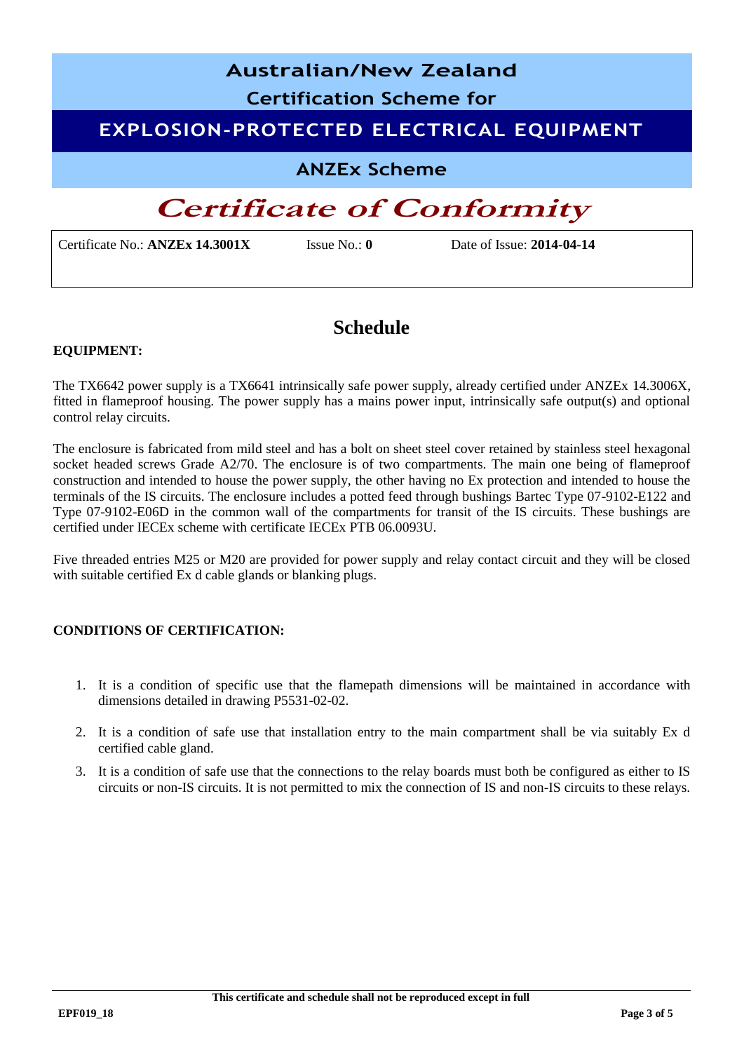# Australian/New Zealand Certification Scheme for

## EXPLOSION-PROTECTED ELECTRICAL EQUIPMENT

### ANZEx Scheme

# *Certificate of Conformity*

| Certificate No.: **ANZEx 14.3001X** | Issue No.: **0** | Date of Issue: **2014-04-14** |
|---|---|---|

## Schedule

**EQUIPMENT:**

The TX6642 power supply is a TX6641 intrinsically safe power supply, already certified under ANZEx 14.3006X, fitted in flameproof housing. The power supply has a mains power input, intrinsically safe output(s) and optional control relay circuits.

The enclosure is fabricated from mild steel and has a bolt on sheet steel cover retained by stainless steel hexagonal socket headed screws Grade A2/70. The enclosure is of two compartments. The main one being of flameproof construction and intended to house the power supply, the other having no Ex protection and intended to house the terminals of the IS circuits. The enclosure includes a potted feed through bushings Bartec Type 07-9102-E122 and Type 07-9102-E06D in the common wall of the compartments for transit of the IS circuits. These bushings are certified under IECEx scheme with certificate IECEx PTB 06.0093U.

Five threaded entries M25 or M20 are provided for power supply and relay contact circuit and they will be closed with suitable certified Ex d cable glands or blanking plugs.

**CONDITIONS OF CERTIFICATION:**

1. It is a condition of specific use that the flamepath dimensions will be maintained in accordance with dimensions detailed in drawing P5531-02-02.
2. It is a condition of safe use that installation entry to the main compartment shall be via suitably Ex d certified cable gland.
3. It is a condition of safe use that the connections to the relay boards must both be configured as either to IS circuits or non-IS circuits. It is not permitted to mix the connection of IS and non-IS circuits to these relays.

**This certificate and schedule shall not be reproduced except in full**

EPF019_18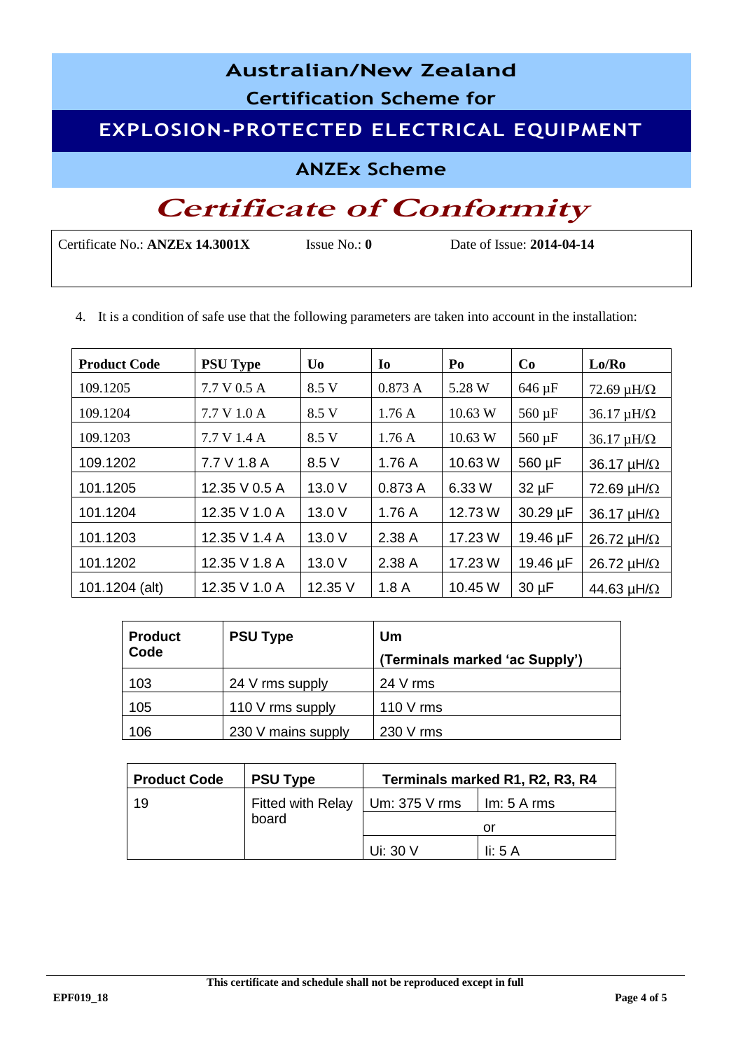# Australian/New Zealand Certification Scheme for

# EXPLOSION-PROTECTED ELECTRICAL EQUIPMENT

## ANZEx Scheme

# *Certificate of Conformity*

Certificate No.: **ANZEx 14.3001X** Issue No.: **0** Date of Issue: **2014-04-14**

4. It is a condition of safe use that the following parameters are taken into account in the installation:

| Product Code | PSU Type | Uo | Io | Po | Co | Lo/Ro |
|---|---|---|---|---|---|---|
| 109.1205 | 7.7 V 0.5 A | 8.5 V | 0.873 A | 5.28 W | 646 µF | 72.69 µH/Ω |
| 109.1204 | 7.7 V 1.0 A | 8.5 V | 1.76 A | 10.63 W | 560 µF | 36.17 µH/Ω |
| 109.1203 | 7.7 V 1.4 A | 8.5 V | 1.76 A | 10.63 W | 560 µF | 36.17 µH/Ω |
| 109.1202 | 7.7 V 1.8 A | 8.5 V | 1.76 A | 10.63 W | 560 µF | 36.17 µH/Ω |
| 101.1205 | 12.35 V 0.5 A | 13.0 V | 0.873 A | 6.33 W | 32 µF | 72.69 µH/Ω |
| 101.1204 | 12.35 V 1.0 A | 13.0 V | 1.76 A | 12.73 W | 30.29 µF | 36.17 µH/Ω |
| 101.1203 | 12.35 V 1.4 A | 13.0 V | 2.38 A | 17.23 W | 19.46 µF | 26.72 µH/Ω |
| 101.1202 | 12.35 V 1.8 A | 13.0 V | 2.38 A | 17.23 W | 19.46 µF | 26.72 µH/Ω |
| 101.1204 (alt) | 12.35 V 1.0 A | 12.35 V | 1.8 A | 10.45 W | 30 µF | 44.63 µH/Ω |

| Product Code | PSU Type | Um (Terminals marked 'ac Supply') |
|---|---|---|
| 103 | 24 V rms supply | 24 V rms |
| 105 | 110 V rms supply | 110 V rms |
| 106 | 230 V mains supply | 230 V rms |

| Product Code | PSU Type | Terminals marked R1, R2, R3, R4 | |
|---|---|---|---|
| 19 | Fitted with Relay board | Um: 375 V rms | Im: 5 A rms |
| | | or | |
| | | Ui: 30 V | Ii: 5 A |

This certificate and schedule shall not be reproduced except in full

EPF019_18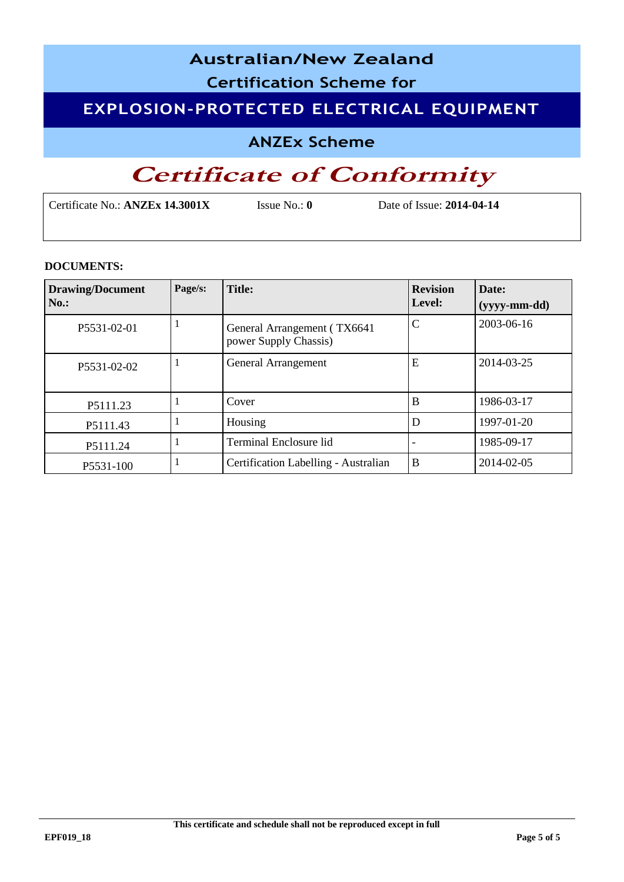# Australian/New Zealand

## Certification Scheme for

## EXPLOSION-PROTECTED ELECTRICAL EQUIPMENT

## ANZEx Scheme

# *Certificate of Conformity*

Certificate No.: **ANZEx 14.3001X**  Issue No.: **0**  Date of Issue: **2014-04-14**

**DOCUMENTS:**

| Drawing/Document No.: | Page/s: | Title: | Revision Level: | Date: (yyyy-mm-dd) |
|---|---|---|---|---|
| P5531-02-01 | 1 | General Arrangement ( TX6641 power Supply Chassis) | C | 2003-06-16 |
| P5531-02-02 | 1 | General Arrangement | E | 2014-03-25 |
| P5111.23 | 1 | Cover | B | 1986-03-17 |
| P5111.43 | 1 | Housing | D | 1997-01-20 |
| P5111.24 | 1 | Terminal Enclosure lid | - | 1985-09-17 |
| P5531-100 | 1 | Certification Labelling - Australian | B | 2014-02-05 |

**This certificate and schedule shall not be reproduced except in full**

**EPF019_18**